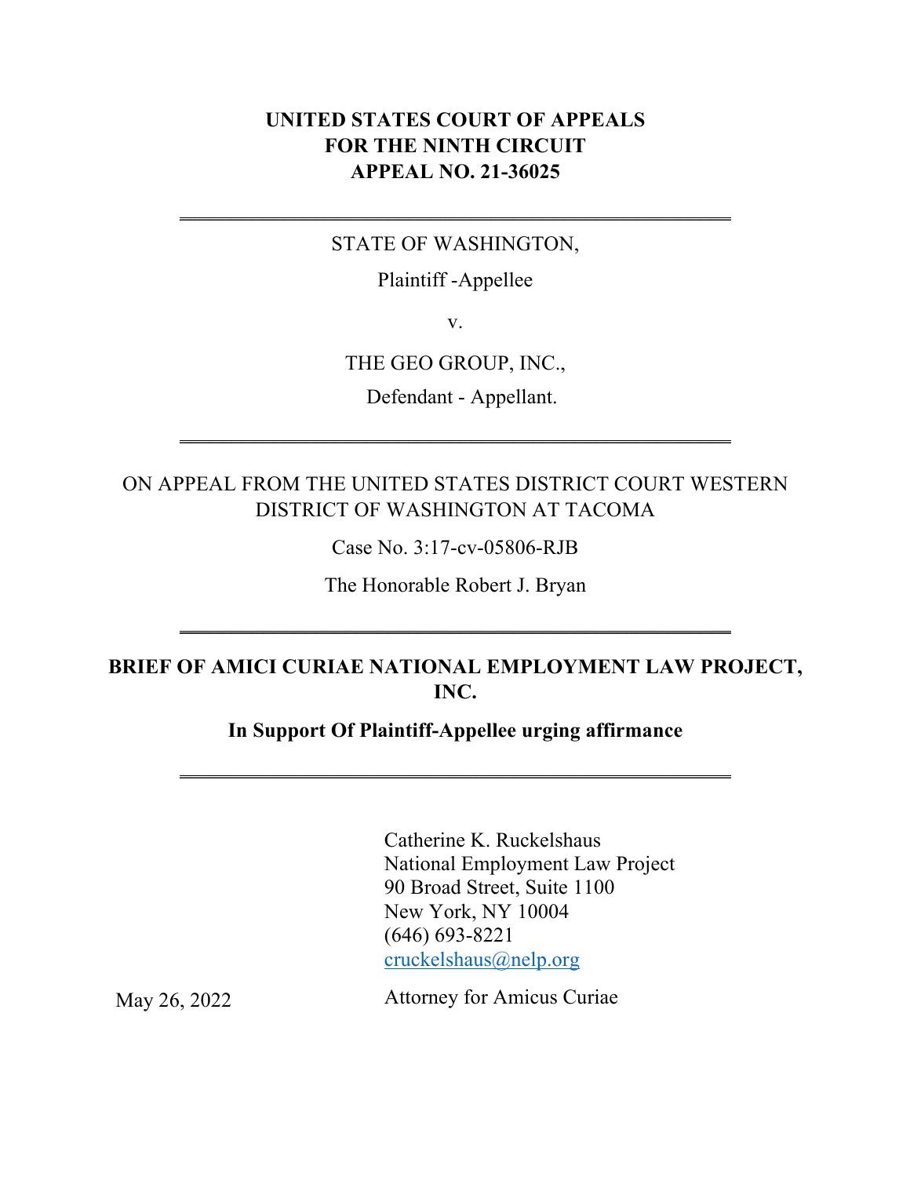**UNITED STATES COURT OF APPEALS**
**FOR THE NINTH CIRCUIT**
**APPEAL NO. 21-36025**

---

STATE OF WASHINGTON,

Plaintiff -Appellee

v.

THE GEO GROUP, INC.,

Defendant - Appellant.

---

ON APPEAL FROM THE UNITED STATES DISTRICT COURT WESTERN DISTRICT OF WASHINGTON AT TACOMA

Case No. 3:17-cv-05806-RJB

The Honorable Robert J. Bryan

---

**BRIEF OF AMICI CURIAE NATIONAL EMPLOYMENT LAW PROJECT, INC.**

**In Support Of Plaintiff-Appellee urging affirmance**

---

Catherine K. Ruckelshaus
National Employment Law Project
90 Broad Street, Suite 1100
New York, NY 10004
(646) 693-8221
cruckelshaus@nelp.org

May 26, 2022

Attorney for Amicus Curiae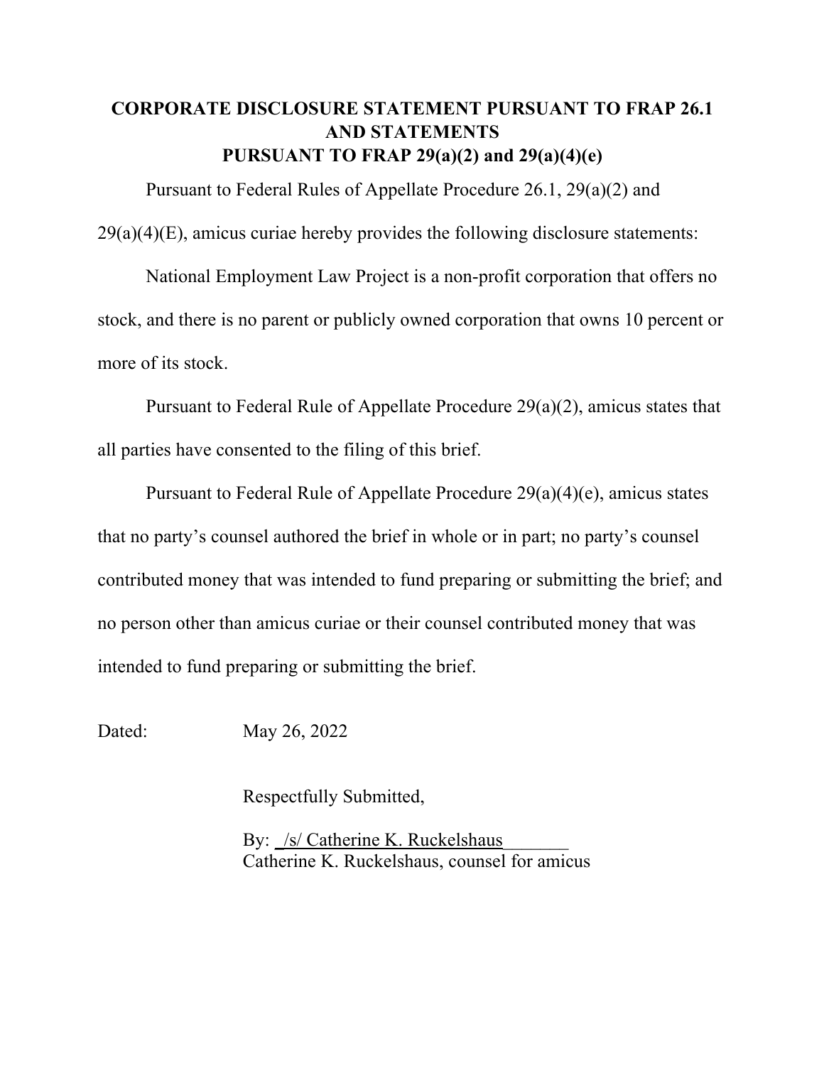# CORPORATE DISCLOSURE STATEMENT PURSUANT TO FRAP 26.1 AND STATEMENTS PURSUANT TO FRAP 29(a)(2) and 29(a)(4)(e)

Pursuant to Federal Rules of Appellate Procedure 26.1, 29(a)(2) and 29(a)(4)(E), amicus curiae hereby provides the following disclosure statements:

National Employment Law Project is a non-profit corporation that offers no stock, and there is no parent or publicly owned corporation that owns 10 percent or more of its stock.

Pursuant to Federal Rule of Appellate Procedure 29(a)(2), amicus states that all parties have consented to the filing of this brief.

Pursuant to Federal Rule of Appellate Procedure 29(a)(4)(e), amicus states that no party's counsel authored the brief in whole or in part; no party's counsel contributed money that was intended to fund preparing or submitting the brief; and no person other than amicus curiae or their counsel contributed money that was intended to fund preparing or submitting the brief.

Dated: May 26, 2022

Respectfully Submitted,

By: _/s/ Catherine K. Ruckelshaus_______
Catherine K. Ruckelshaus, counsel for amicus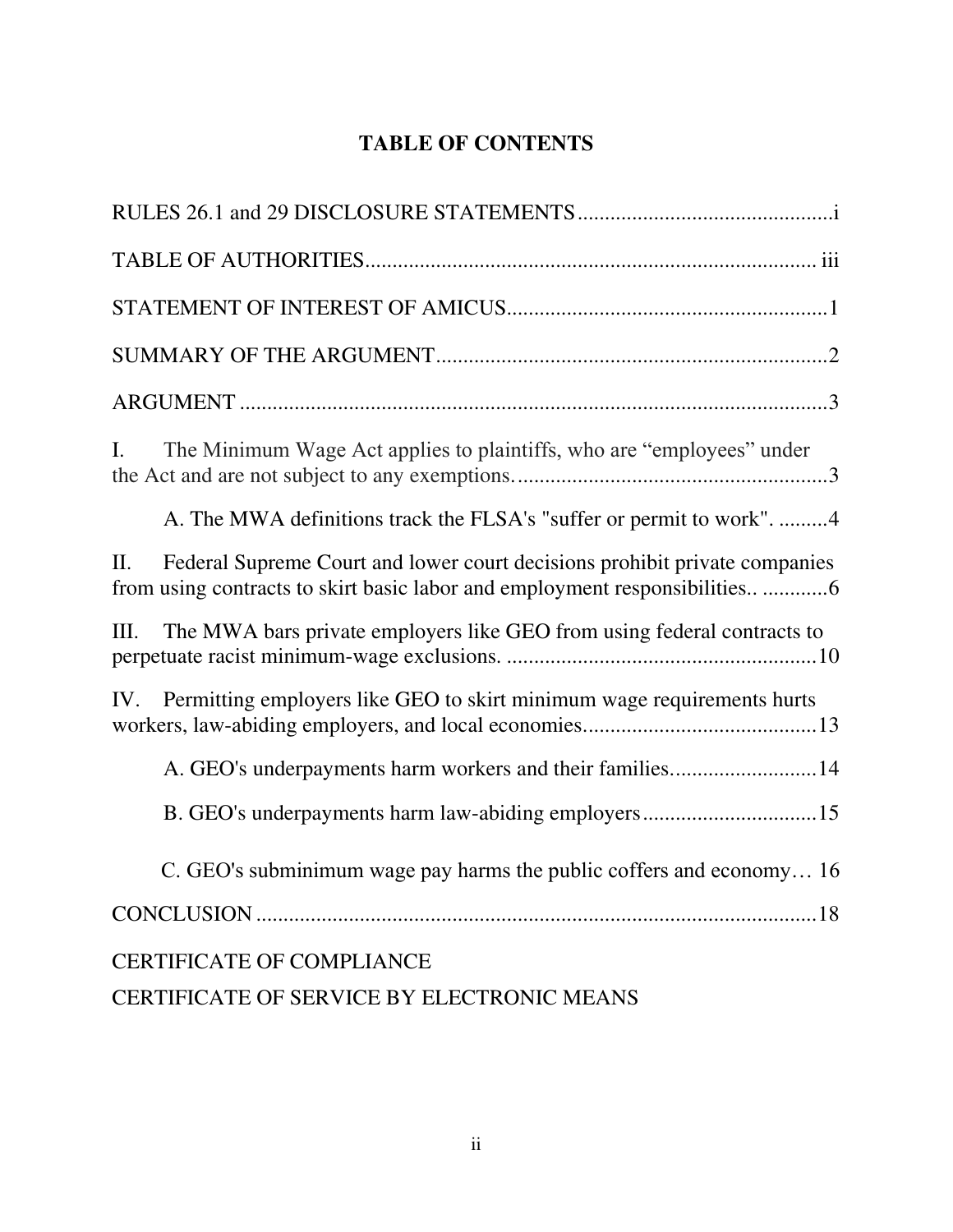# TABLE OF CONTENTS

RULES 26.1 and 29 DISCLOSURE STATEMENTS ............................................... i

TABLE OF AUTHORITIES ................................................................................ iii

STATEMENT OF INTEREST OF AMICUS ........................................................... 1

SUMMARY OF THE ARGUMENT ....................................................................... 2

ARGUMENT ........................................................................................................... 3

I. The Minimum Wage Act applies to plaintiffs, who are "employees" under the Act and are not subject to any exemptions. ......................................................... 3

  A. The MWA definitions track the FLSA's "suffer or permit to work". ......... 4

II. Federal Supreme Court and lower court decisions prohibit private companies from using contracts to skirt basic labor and employment responsibilities.. ............ 6

III. The MWA bars private employers like GEO from using federal contracts to perpetuate racist minimum-wage exclusions. ......................................................... 10

IV. Permitting employers like GEO to skirt minimum wage requirements hurts workers, law-abiding employers, and local economies ........................................... 13

  A. GEO's underpayments harm workers and their families .......................... 14

  B. GEO's underpayments harm law-abiding employers ................................ 15

  C. GEO's subminimum wage pay harms the public coffers and economy… 16

CONCLUSION ....................................................................................................... 18

CERTIFICATE OF COMPLIANCE

CERTIFICATE OF SERVICE BY ELECTRONIC MEANS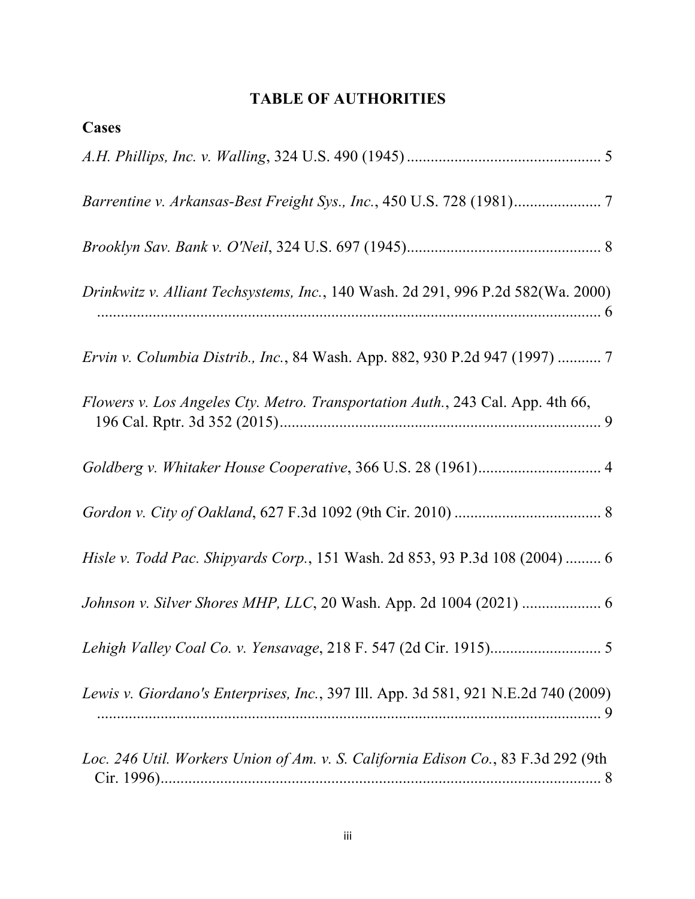# TABLE OF AUTHORITIES

## Cases

*A.H. Phillips, Inc. v. Walling*, 324 U.S. 490 (1945) ................................................. 5

*Barrentine v. Arkansas-Best Freight Sys., Inc.*, 450 U.S. 728 (1981)...................... 7

*Brooklyn Sav. Bank v. O'Neil*, 324 U.S. 697 (1945)................................................. 8

*Drinkwitz v. Alliant Techsystems, Inc.*, 140 Wash. 2d 291, 996 P.2d 582(Wa. 2000) ................................................................................................................... 6

*Ervin v. Columbia Distrib., Inc.*, 84 Wash. App. 882, 930 P.2d 947 (1997) ........... 7

*Flowers v. Los Angeles Cty. Metro. Transportation Auth.*, 243 Cal. App. 4th 66, 196 Cal. Rptr. 3d 352 (2015)................................................................................. 9

*Goldberg v. Whitaker House Cooperative*, 366 U.S. 28 (1961)............................... 4

*Gordon v. City of Oakland*, 627 F.3d 1092 (9th Cir. 2010) ..................................... 8

*Hisle v. Todd Pac. Shipyards Corp.*, 151 Wash. 2d 853, 93 P.3d 108 (2004) ......... 6

*Johnson v. Silver Shores MHP, LLC*, 20 Wash. App. 2d 1004 (2021) .................... 6

*Lehigh Valley Coal Co. v. Yensavage*, 218 F. 547 (2d Cir. 1915)............................ 5

*Lewis v. Giordano's Enterprises, Inc.*, 397 Ill. App. 3d 581, 921 N.E.2d 740 (2009) ................................................................................................................... 9

*Loc. 246 Util. Workers Union of Am. v. S. California Edison Co.*, 83 F.3d 292 (9th Cir. 1996)................................................................................................. 8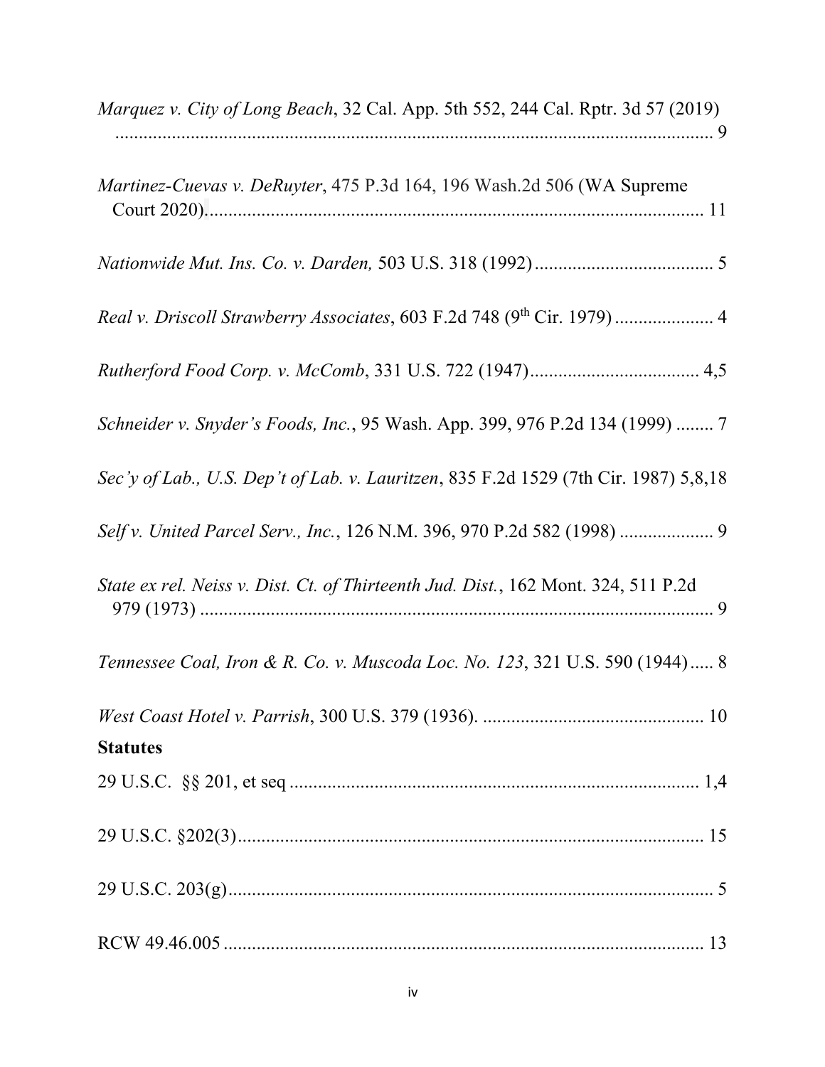*Marquez v. City of Long Beach*, 32 Cal. App. 5th 552, 244 Cal. Rptr. 3d 57 (2019) ................................................................................................................... 9

*Martinez-Cuevas v. DeRuyter*, 475 P.3d 164, 196 Wash.2d 506 (WA Supreme Court 2020)........................................................................................... 11

*Nationwide Mut. Ins. Co. v. Darden,* 503 U.S. 318 (1992)...................................... 5

*Real v. Driscoll Strawberry Associates*, 603 F.2d 748 (9th Cir. 1979) ..................... 4

*Rutherford Food Corp. v. McComb*, 331 U.S. 722 (1947).................................... 4,5

*Schneider v. Snyder's Foods, Inc.*, 95 Wash. App. 399, 976 P.2d 134 (1999) ........ 7

*Sec'y of Lab., U.S. Dep't of Lab. v. Lauritzen*, 835 F.2d 1529 (7th Cir. 1987) 5,8,18

*Self v. United Parcel Serv., Inc.*, 126 N.M. 396, 970 P.2d 582 (1998) .................... 9

*State ex rel. Neiss v. Dist. Ct. of Thirteenth Jud. Dist.*, 162 Mont. 324, 511 P.2d 979 (1973) ............................................................................................... 9

*Tennessee Coal, Iron & R. Co. v. Muscoda Loc. No. 123*, 321 U.S. 590 (1944)..... 8

*West Coast Hotel v. Parrish*, 300 U.S. 379 (1936). ............................................... 10

**Statutes**

29 U.S.C. §§ 201, et seq ........................................................................................ 1,4

29 U.S.C. §202(3).................................................................................................. 15

29 U.S.C. 203(g)...................................................................................................... 5

RCW 49.46.005 ...................................................................................................... 13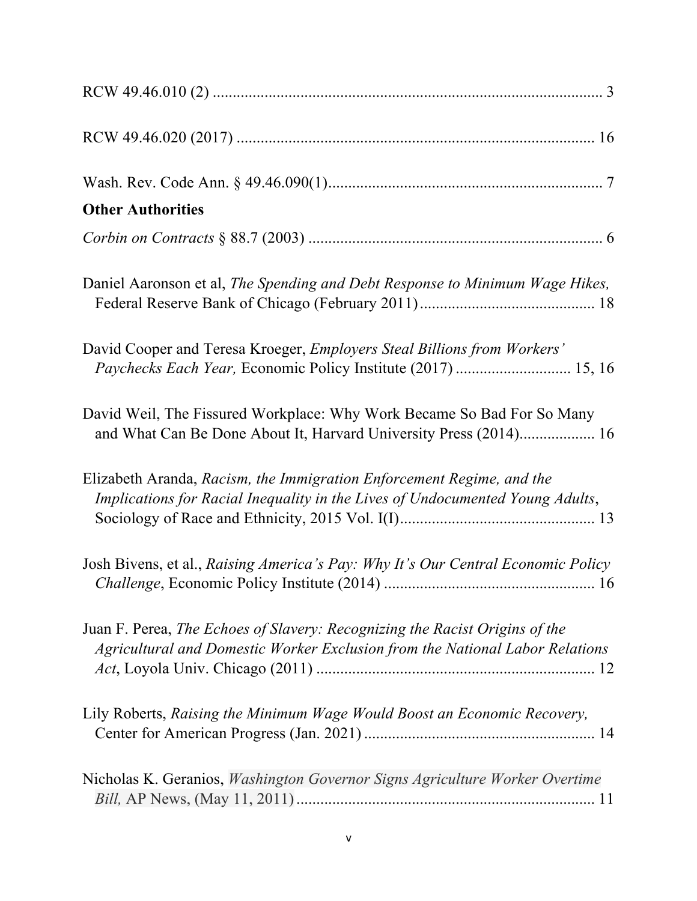RCW 49.46.010 (2) .................................................................................. 3

RCW 49.46.020 (2017) ......................................................................... 16

Wash. Rev. Code Ann. § 49.46.090(1)..................................................................... 7

**Other Authorities**

*Corbin on Contracts* § 88.7 (2003) ......................................................................... 6

Daniel Aaronson et al, *The Spending and Debt Response to Minimum Wage Hikes,* Federal Reserve Bank of Chicago (February 2011) ............................................ 18

David Cooper and Teresa Kroeger, *Employers Steal Billions from Workers' Paychecks Each Year,* Economic Policy Institute (2017) ............................ 15, 16

David Weil, The Fissured Workplace: Why Work Became So Bad For So Many and What Can Be Done About It, Harvard University Press (2014).................. 16

Elizabeth Aranda, *Racism, the Immigration Enforcement Regime, and the Implications for Racial Inequality in the Lives of Undocumented Young Adults*, Sociology of Race and Ethnicity, 2015 Vol. I(I)................................................ 13

Josh Bivens, et al., *Raising America's Pay: Why It's Our Central Economic Policy Challenge*, Economic Policy Institute (2014) .................................................... 16

Juan F. Perea, *The Echoes of Slavery: Recognizing the Racist Origins of the Agricultural and Domestic Worker Exclusion from the National Labor Relations Act*, Loyola Univ. Chicago (2011) ..................................................................... 12

Lily Roberts, *Raising the Minimum Wage Would Boost an Economic Recovery,* Center for American Progress (Jan. 2021) .......................................................... 14

Nicholas K. Geranios, *Washington Governor Signs Agriculture Worker Overtime Bill,* AP News, (May 11, 2011) ........................................................................... 11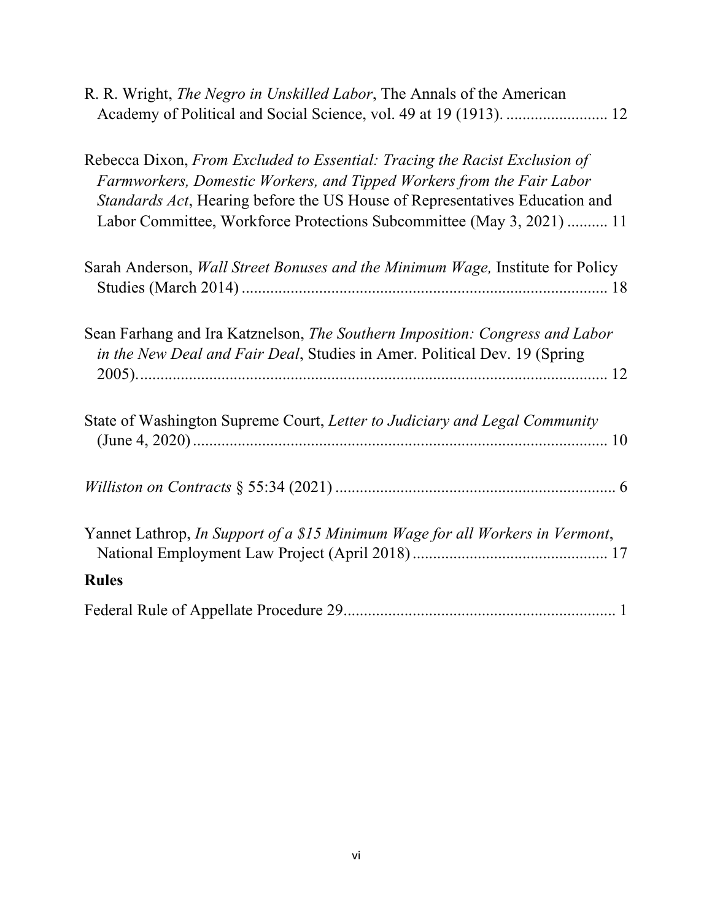R. R. Wright, *The Negro in Unskilled Labor*, The Annals of the American Academy of Political and Social Science, vol. 49 at 19 (1913). ......................... 12

Rebecca Dixon, *From Excluded to Essential: Tracing the Racist Exclusion of Farmworkers, Domestic Workers, and Tipped Workers from the Fair Labor Standards Act*, Hearing before the US House of Representatives Education and Labor Committee, Workforce Protections Subcommittee (May 3, 2021) .......... 11

Sarah Anderson, *Wall Street Bonuses and the Minimum Wage,* Institute for Policy Studies (March 2014) ......................................................................................... 18

Sean Farhang and Ira Katznelson, *The Southern Imposition: Congress and Labor in the New Deal and Fair Deal*, Studies in Amer. Political Dev. 19 (Spring 2005)..................................................................................................................... 12

State of Washington Supreme Court, *Letter to Judiciary and Legal Community* (June 4, 2020) ...................................................................................................... 10

*Williston on Contracts* § 55:34 (2021) .................................................................... 6

Yannet Lathrop, *In Support of a $15 Minimum Wage for all Workers in Vermont*, National Employment Law Project (April 2018) ................................................ 17

## Rules

Federal Rule of Appellate Procedure 29................................................................... 1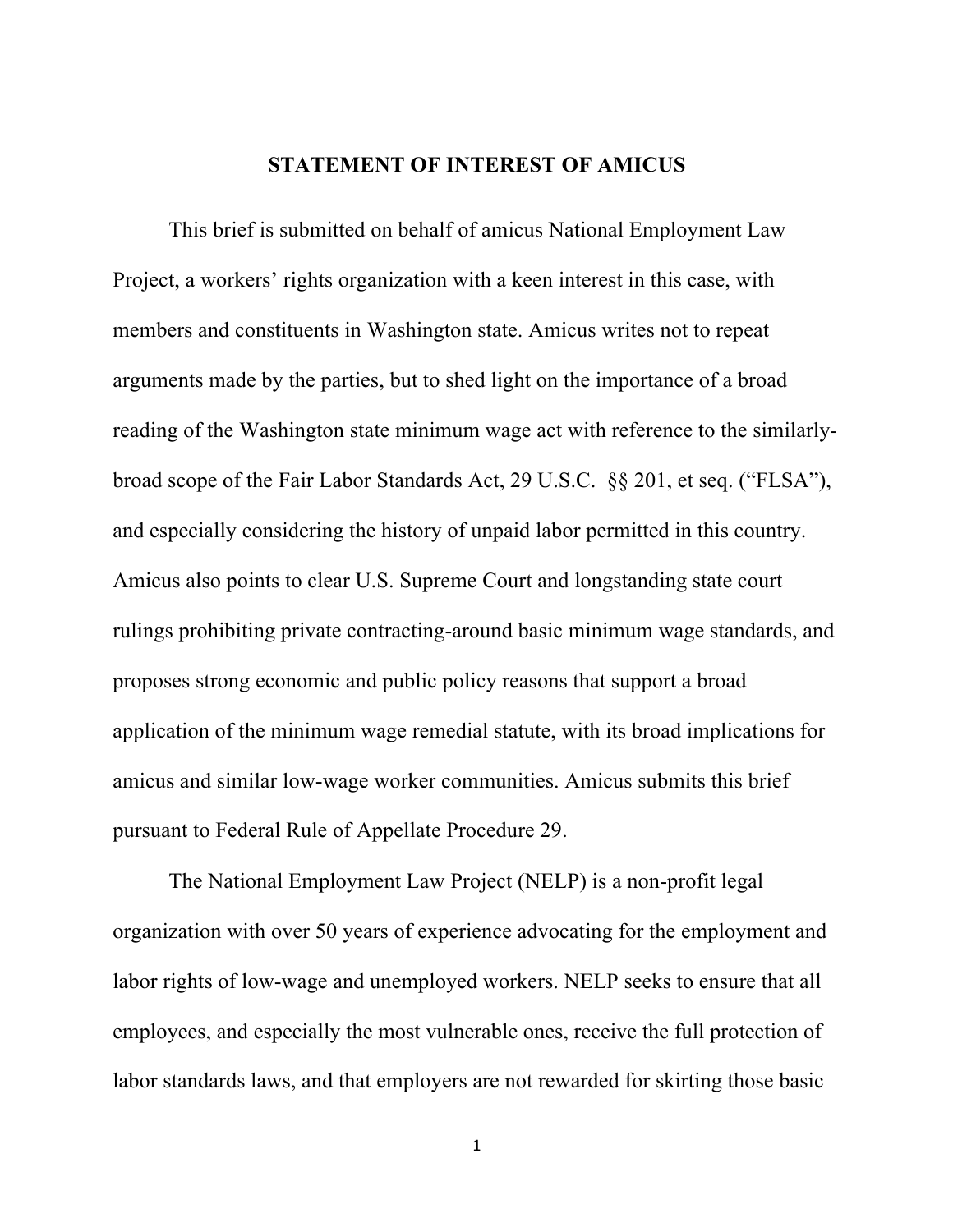# STATEMENT OF INTEREST OF AMICUS

This brief is submitted on behalf of amicus National Employment Law Project, a workers' rights organization with a keen interest in this case, with members and constituents in Washington state. Amicus writes not to repeat arguments made by the parties, but to shed light on the importance of a broad reading of the Washington state minimum wage act with reference to the similarly-broad scope of the Fair Labor Standards Act, 29 U.S.C. §§ 201, et seq. ("FLSA"), and especially considering the history of unpaid labor permitted in this country. Amicus also points to clear U.S. Supreme Court and longstanding state court rulings prohibiting private contracting-around basic minimum wage standards, and proposes strong economic and public policy reasons that support a broad application of the minimum wage remedial statute, with its broad implications for amicus and similar low-wage worker communities. Amicus submits this brief pursuant to Federal Rule of Appellate Procedure 29.

The National Employment Law Project (NELP) is a non-profit legal organization with over 50 years of experience advocating for the employment and labor rights of low-wage and unemployed workers. NELP seeks to ensure that all employees, and especially the most vulnerable ones, receive the full protection of labor standards laws, and that employers are not rewarded for skirting those basic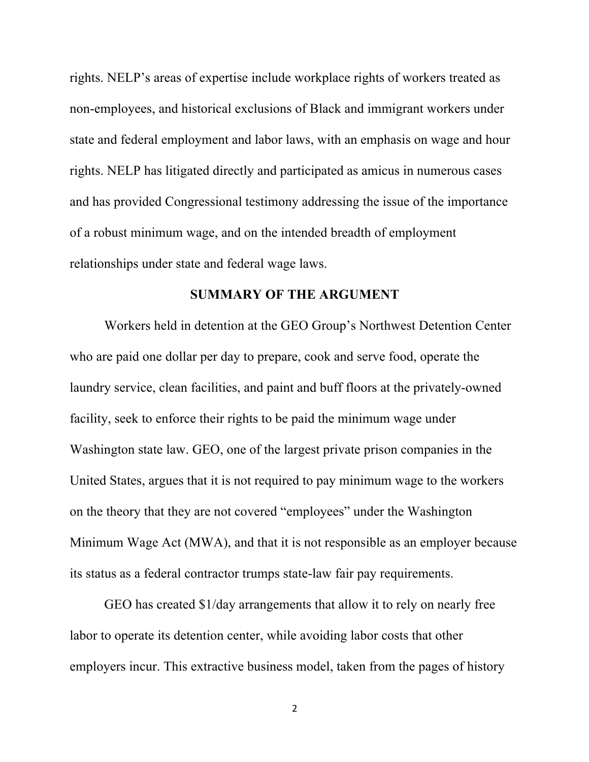rights. NELP's areas of expertise include workplace rights of workers treated as non-employees, and historical exclusions of Black and immigrant workers under state and federal employment and labor laws, with an emphasis on wage and hour rights. NELP has litigated directly and participated as amicus in numerous cases and has provided Congressional testimony addressing the issue of the importance of a robust minimum wage, and on the intended breadth of employment relationships under state and federal wage laws.

## SUMMARY OF THE ARGUMENT

Workers held in detention at the GEO Group's Northwest Detention Center who are paid one dollar per day to prepare, cook and serve food, operate the laundry service, clean facilities, and paint and buff floors at the privately-owned facility, seek to enforce their rights to be paid the minimum wage under Washington state law. GEO, one of the largest private prison companies in the United States, argues that it is not required to pay minimum wage to the workers on the theory that they are not covered "employees" under the Washington Minimum Wage Act (MWA), and that it is not responsible as an employer because its status as a federal contractor trumps state-law fair pay requirements.

GEO has created $1/day arrangements that allow it to rely on nearly free labor to operate its detention center, while avoiding labor costs that other employers incur. This extractive business model, taken from the pages of history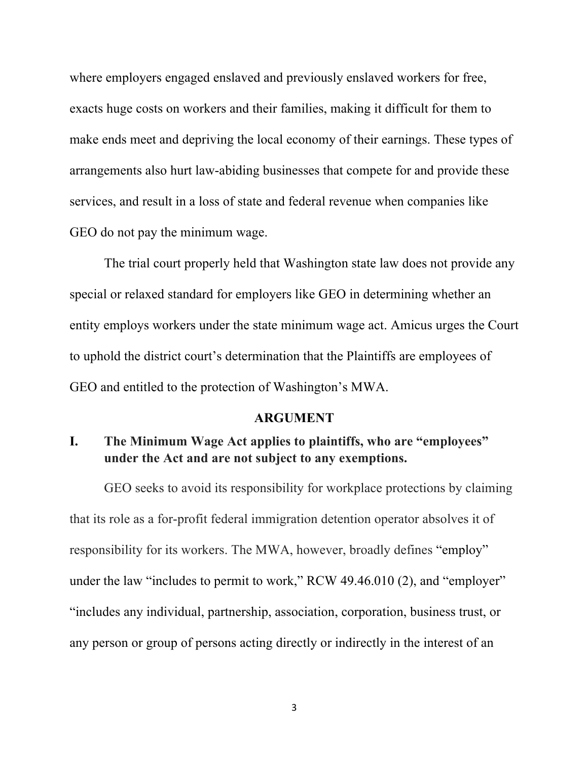where employers engaged enslaved and previously enslaved workers for free, exacts huge costs on workers and their families, making it difficult for them to make ends meet and depriving the local economy of their earnings. These types of arrangements also hurt law-abiding businesses that compete for and provide these services, and result in a loss of state and federal revenue when companies like GEO do not pay the minimum wage.

The trial court properly held that Washington state law does not provide any special or relaxed standard for employers like GEO in determining whether an entity employs workers under the state minimum wage act. Amicus urges the Court to uphold the district court's determination that the Plaintiffs are employees of GEO and entitled to the protection of Washington's MWA.

## ARGUMENT

### I. The Minimum Wage Act applies to plaintiffs, who are "employees" under the Act and are not subject to any exemptions.

GEO seeks to avoid its responsibility for workplace protections by claiming that its role as a for-profit federal immigration detention operator absolves it of responsibility for its workers. The MWA, however, broadly defines "employ" under the law "includes to permit to work," RCW 49.46.010 (2), and "employer" "includes any individual, partnership, association, corporation, business trust, or any person or group of persons acting directly or indirectly in the interest of an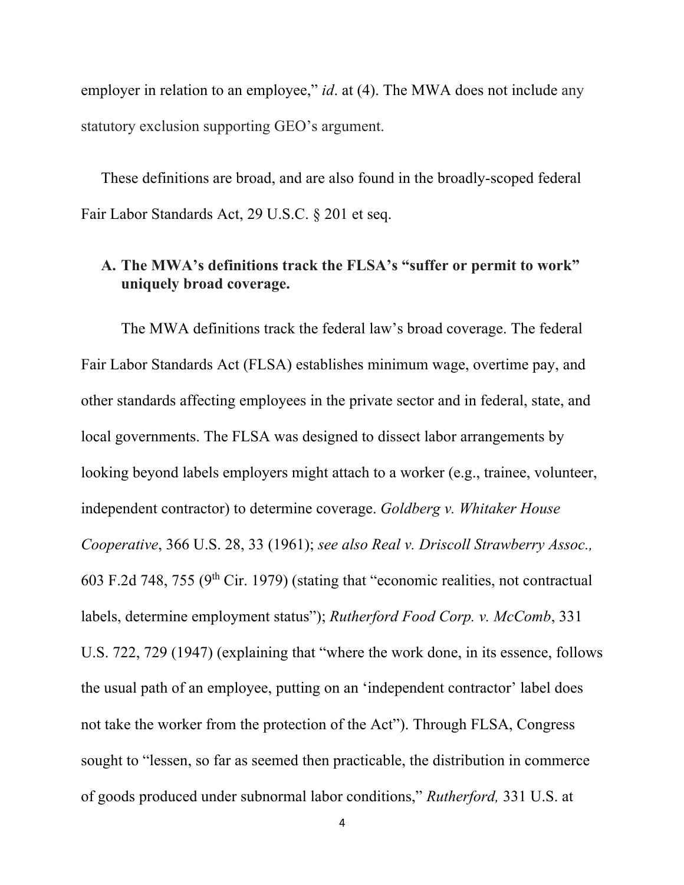employer in relation to an employee," *id*. at (4). The MWA does not include any statutory exclusion supporting GEO's argument.

These definitions are broad, and are also found in the broadly-scoped federal Fair Labor Standards Act, 29 U.S.C. § 201 et seq.

### A. The MWA's definitions track the FLSA's "suffer or permit to work" uniquely broad coverage.

The MWA definitions track the federal law's broad coverage. The federal Fair Labor Standards Act (FLSA) establishes minimum wage, overtime pay, and other standards affecting employees in the private sector and in federal, state, and local governments. The FLSA was designed to dissect labor arrangements by looking beyond labels employers might attach to a worker (e.g., trainee, volunteer, independent contractor) to determine coverage. *Goldberg v. Whitaker House Cooperative*, 366 U.S. 28, 33 (1961); *see also Real v. Driscoll Strawberry Assoc.,* 603 F.2d 748, 755 (9th Cir. 1979) (stating that "economic realities, not contractual labels, determine employment status"); *Rutherford Food Corp. v. McComb*, 331 U.S. 722, 729 (1947) (explaining that "where the work done, in its essence, follows the usual path of an employee, putting on an 'independent contractor' label does not take the worker from the protection of the Act"). Through FLSA, Congress sought to "lessen, so far as seemed then practicable, the distribution in commerce of goods produced under subnormal labor conditions," *Rutherford,* 331 U.S. at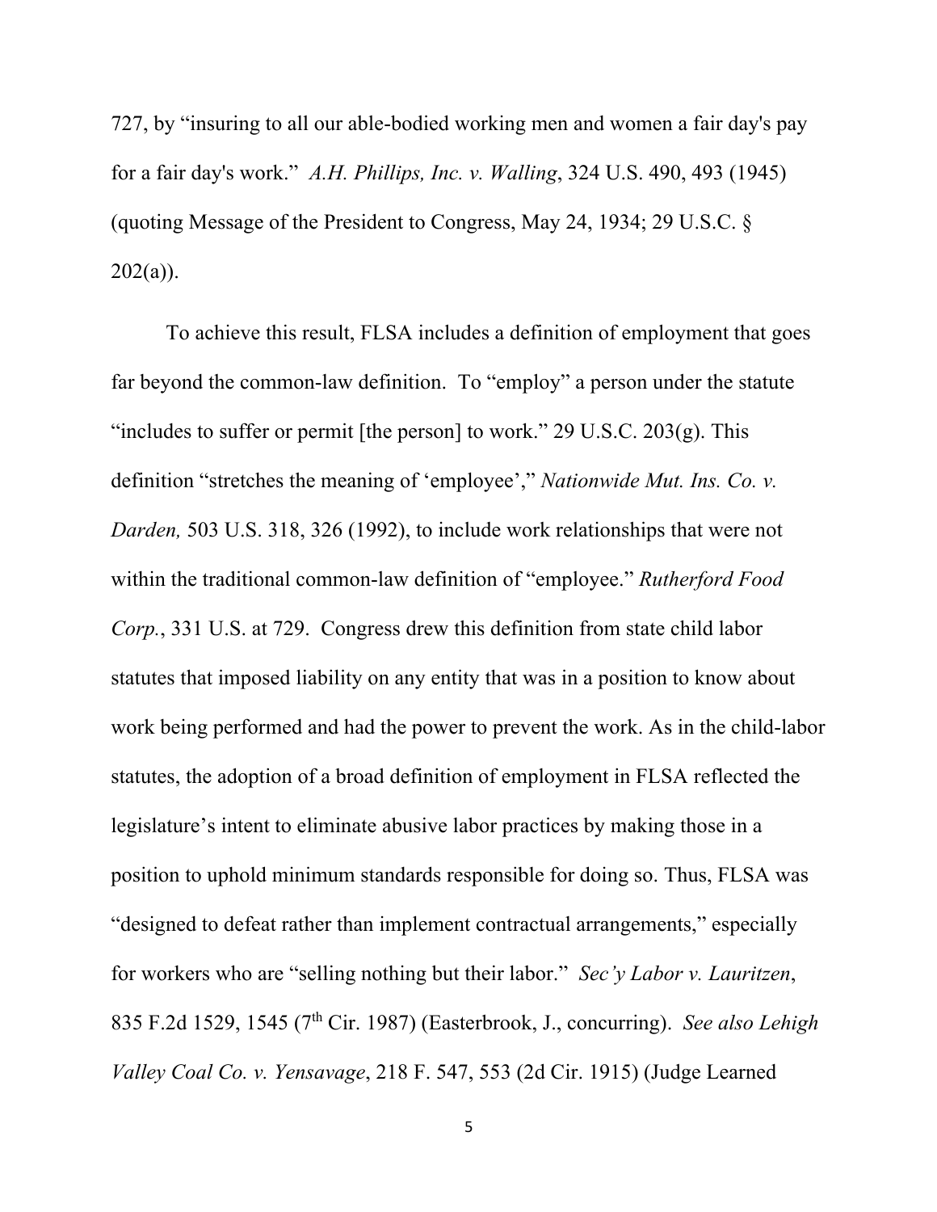727, by "insuring to all our able-bodied working men and women a fair day's pay for a fair day's work." *A.H. Phillips, Inc. v. Walling*, 324 U.S. 490, 493 (1945) (quoting Message of the President to Congress, May 24, 1934; 29 U.S.C. § 202(a)).

To achieve this result, FLSA includes a definition of employment that goes far beyond the common-law definition. To "employ" a person under the statute "includes to suffer or permit [the person] to work." 29 U.S.C. 203(g). This definition "stretches the meaning of 'employee'," *Nationwide Mut. Ins. Co. v. Darden,* 503 U.S. 318, 326 (1992), to include work relationships that were not within the traditional common-law definition of "employee." *Rutherford Food Corp.*, 331 U.S. at 729. Congress drew this definition from state child labor statutes that imposed liability on any entity that was in a position to know about work being performed and had the power to prevent the work. As in the child-labor statutes, the adoption of a broad definition of employment in FLSA reflected the legislature's intent to eliminate abusive labor practices by making those in a position to uphold minimum standards responsible for doing so. Thus, FLSA was "designed to defeat rather than implement contractual arrangements," especially for workers who are "selling nothing but their labor." *Sec'y Labor v. Lauritzen*, 835 F.2d 1529, 1545 (7th Cir. 1987) (Easterbrook, J., concurring). *See also Lehigh Valley Coal Co. v. Yensavage*, 218 F. 547, 553 (2d Cir. 1915) (Judge Learned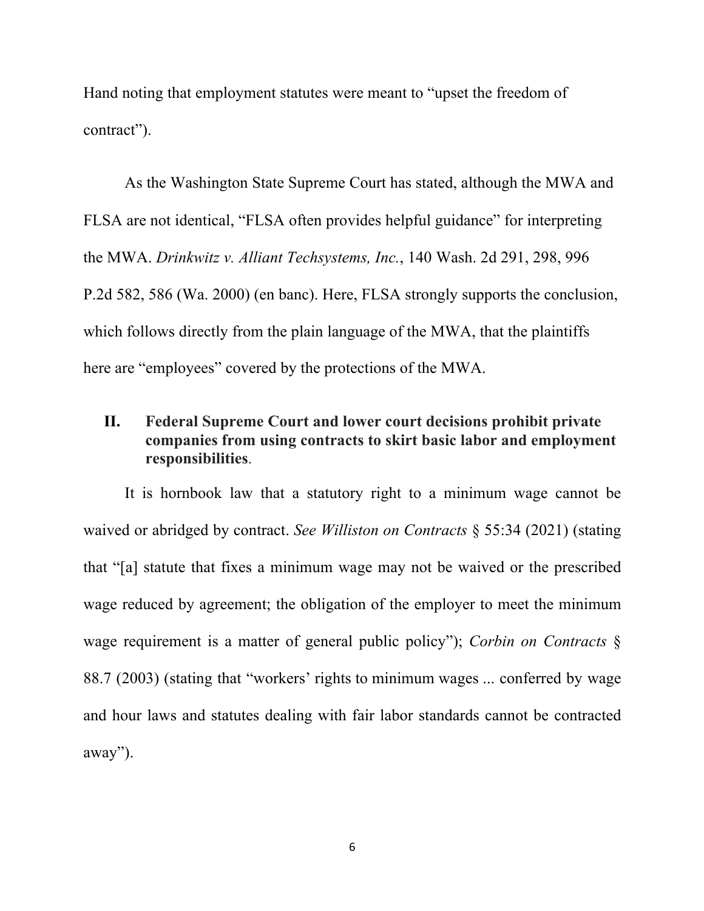Hand noting that employment statutes were meant to "upset the freedom of contract").

As the Washington State Supreme Court has stated, although the MWA and FLSA are not identical, "FLSA often provides helpful guidance" for interpreting the MWA. *Drinkwitz v. Alliant Techsystems, Inc.*, 140 Wash. 2d 291, 298, 996 P.2d 582, 586 (Wa. 2000) (en banc). Here, FLSA strongly supports the conclusion, which follows directly from the plain language of the MWA, that the plaintiffs here are "employees" covered by the protections of the MWA.

## II. Federal Supreme Court and lower court decisions prohibit private companies from using contracts to skirt basic labor and employment responsibilities.

It is hornbook law that a statutory right to a minimum wage cannot be waived or abridged by contract. *See Williston on Contracts* § 55:34 (2021) (stating that "[a] statute that fixes a minimum wage may not be waived or the prescribed wage reduced by agreement; the obligation of the employer to meet the minimum wage requirement is a matter of general public policy"); *Corbin on Contracts* § 88.7 (2003) (stating that "workers' rights to minimum wages ... conferred by wage and hour laws and statutes dealing with fair labor standards cannot be contracted away").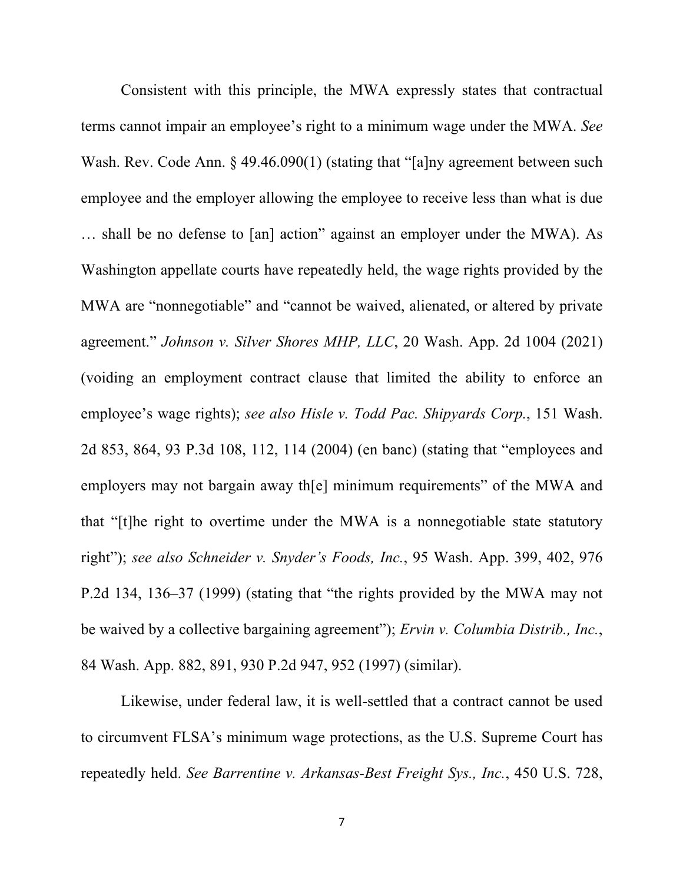Consistent with this principle, the MWA expressly states that contractual terms cannot impair an employee's right to a minimum wage under the MWA. *See* Wash. Rev. Code Ann. § 49.46.090(1) (stating that "[a]ny agreement between such employee and the employer allowing the employee to receive less than what is due … shall be no defense to [an] action" against an employer under the MWA). As Washington appellate courts have repeatedly held, the wage rights provided by the MWA are "nonnegotiable" and "cannot be waived, alienated, or altered by private agreement." *Johnson v. Silver Shores MHP, LLC*, 20 Wash. App. 2d 1004 (2021) (voiding an employment contract clause that limited the ability to enforce an employee's wage rights); *see also Hisle v. Todd Pac. Shipyards Corp.*, 151 Wash. 2d 853, 864, 93 P.3d 108, 112, 114 (2004) (en banc) (stating that "employees and employers may not bargain away th[e] minimum requirements" of the MWA and that "[t]he right to overtime under the MWA is a nonnegotiable state statutory right"); *see also Schneider v. Snyder's Foods, Inc.*, 95 Wash. App. 399, 402, 976 P.2d 134, 136–37 (1999) (stating that "the rights provided by the MWA may not be waived by a collective bargaining agreement"); *Ervin v. Columbia Distrib., Inc.*, 84 Wash. App. 882, 891, 930 P.2d 947, 952 (1997) (similar).

Likewise, under federal law, it is well-settled that a contract cannot be used to circumvent FLSA's minimum wage protections, as the U.S. Supreme Court has repeatedly held. *See Barrentine v. Arkansas-Best Freight Sys., Inc.*, 450 U.S. 728,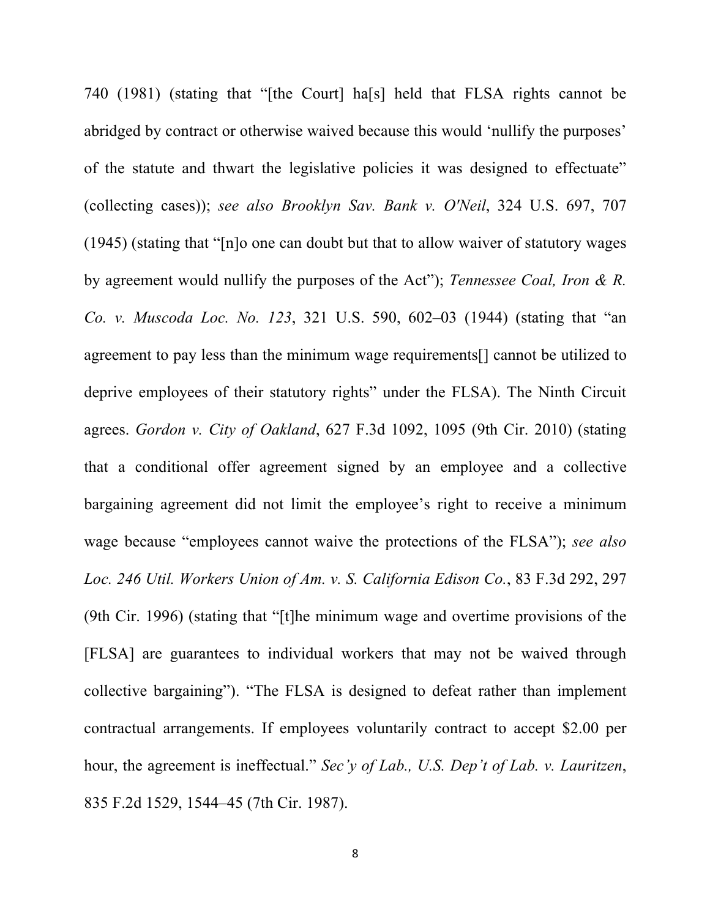740 (1981) (stating that "[the Court] ha[s] held that FLSA rights cannot be abridged by contract or otherwise waived because this would 'nullify the purposes' of the statute and thwart the legislative policies it was designed to effectuate" (collecting cases)); *see also Brooklyn Sav. Bank v. O'Neil*, 324 U.S. 697, 707 (1945) (stating that "[n]o one can doubt but that to allow waiver of statutory wages by agreement would nullify the purposes of the Act"); *Tennessee Coal, Iron & R. Co. v. Muscoda Loc. No. 123*, 321 U.S. 590, 602–03 (1944) (stating that "an agreement to pay less than the minimum wage requirements[] cannot be utilized to deprive employees of their statutory rights" under the FLSA). The Ninth Circuit agrees. *Gordon v. City of Oakland*, 627 F.3d 1092, 1095 (9th Cir. 2010) (stating that a conditional offer agreement signed by an employee and a collective bargaining agreement did not limit the employee's right to receive a minimum wage because "employees cannot waive the protections of the FLSA"); *see also Loc. 246 Util. Workers Union of Am. v. S. California Edison Co.*, 83 F.3d 292, 297 (9th Cir. 1996) (stating that "[t]he minimum wage and overtime provisions of the [FLSA] are guarantees to individual workers that may not be waived through collective bargaining"). "The FLSA is designed to defeat rather than implement contractual arrangements. If employees voluntarily contract to accept $2.00 per hour, the agreement is ineffectual." *Sec'y of Lab., U.S. Dep't of Lab. v. Lauritzen*, 835 F.2d 1529, 1544–45 (7th Cir. 1987).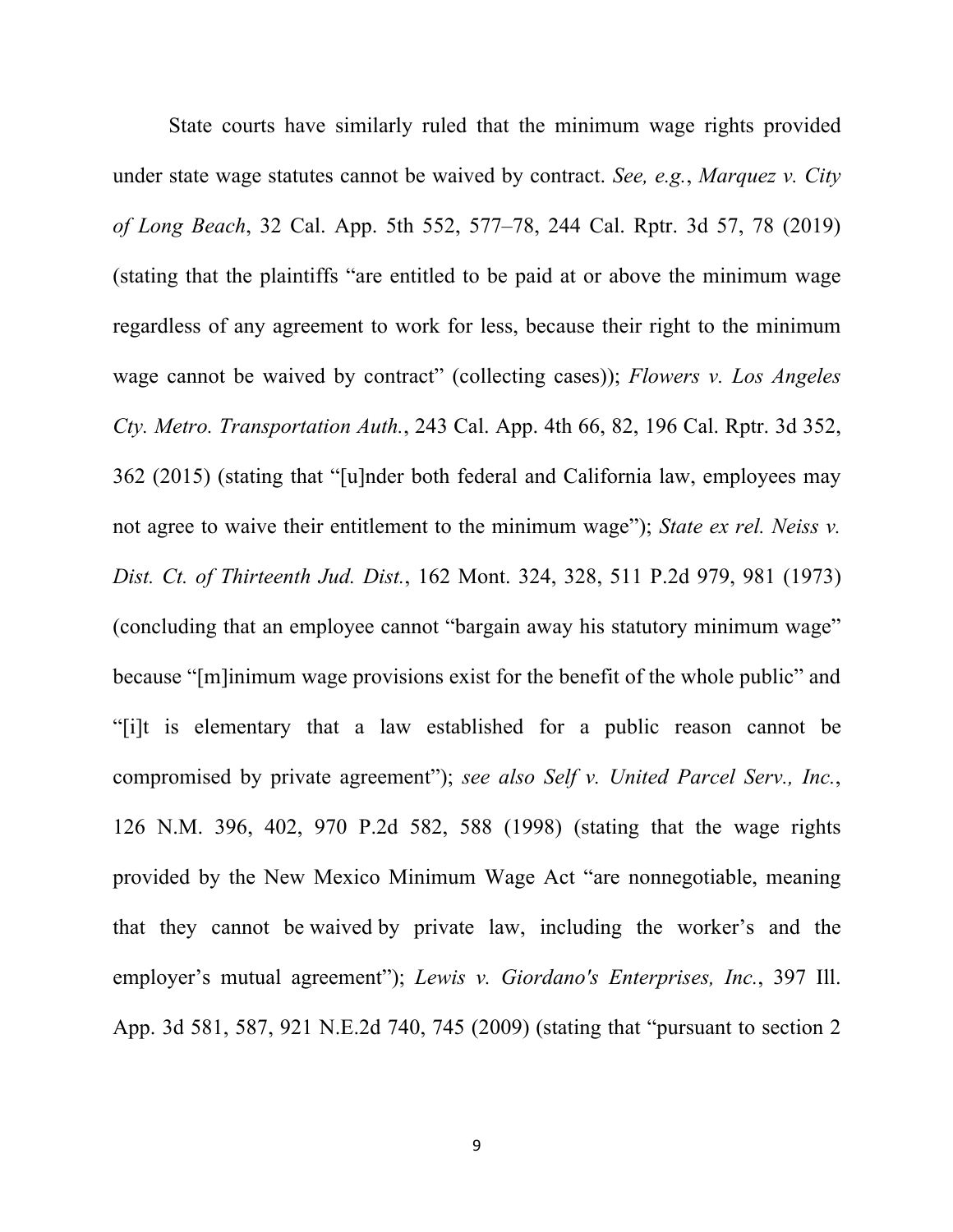State courts have similarly ruled that the minimum wage rights provided under state wage statutes cannot be waived by contract. *See, e.g.*, *Marquez v. City of Long Beach*, 32 Cal. App. 5th 552, 577–78, 244 Cal. Rptr. 3d 57, 78 (2019) (stating that the plaintiffs "are entitled to be paid at or above the minimum wage regardless of any agreement to work for less, because their right to the minimum wage cannot be waived by contract" (collecting cases)); *Flowers v. Los Angeles Cty. Metro. Transportation Auth.*, 243 Cal. App. 4th 66, 82, 196 Cal. Rptr. 3d 352, 362 (2015) (stating that "[u]nder both federal and California law, employees may not agree to waive their entitlement to the minimum wage"); *State ex rel. Neiss v. Dist. Ct. of Thirteenth Jud. Dist.*, 162 Mont. 324, 328, 511 P.2d 979, 981 (1973) (concluding that an employee cannot "bargain away his statutory minimum wage" because "[m]inimum wage provisions exist for the benefit of the whole public" and "[i]t is elementary that a law established for a public reason cannot be compromised by private agreement"); *see also Self v. United Parcel Serv., Inc.*, 126 N.M. 396, 402, 970 P.2d 582, 588 (1998) (stating that the wage rights provided by the New Mexico Minimum Wage Act "are nonnegotiable, meaning that they cannot be waived by private law, including the worker's and the employer's mutual agreement"); *Lewis v. Giordano's Enterprises, Inc.*, 397 Ill. App. 3d 581, 587, 921 N.E.2d 740, 745 (2009) (stating that "pursuant to section 2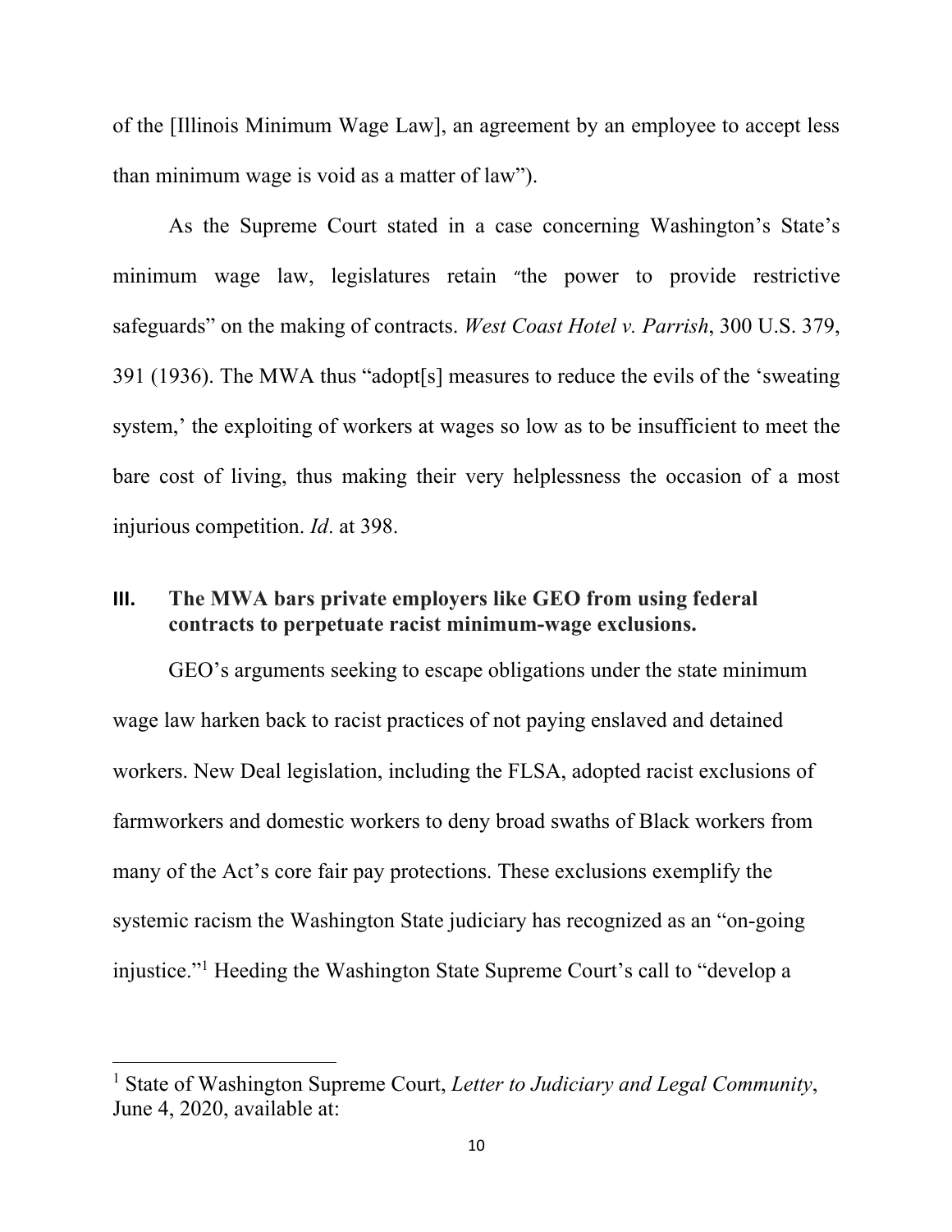of the [Illinois Minimum Wage Law], an agreement by an employee to accept less than minimum wage is void as a matter of law").

As the Supreme Court stated in a case concerning Washington's State's minimum wage law, legislatures retain "the power to provide restrictive safeguards" on the making of contracts. *West Coast Hotel v. Parrish*, 300 U.S. 379, 391 (1936). The MWA thus "adopt[s] measures to reduce the evils of the 'sweating system,' the exploiting of workers at wages so low as to be insufficient to meet the bare cost of living, thus making their very helplessness the occasion of a most injurious competition. *Id*. at 398.

## III. The MWA bars private employers like GEO from using federal contracts to perpetuate racist minimum-wage exclusions.

GEO's arguments seeking to escape obligations under the state minimum wage law harken back to racist practices of not paying enslaved and detained workers. New Deal legislation, including the FLSA, adopted racist exclusions of farmworkers and domestic workers to deny broad swaths of Black workers from many of the Act's core fair pay protections. These exclusions exemplify the systemic racism the Washington State judiciary has recognized as an "on-going injustice."[1] Heeding the Washington State Supreme Court's call to "develop a

---

[1] State of Washington Supreme Court, *Letter to Judiciary and Legal Community*, June 4, 2020, available at: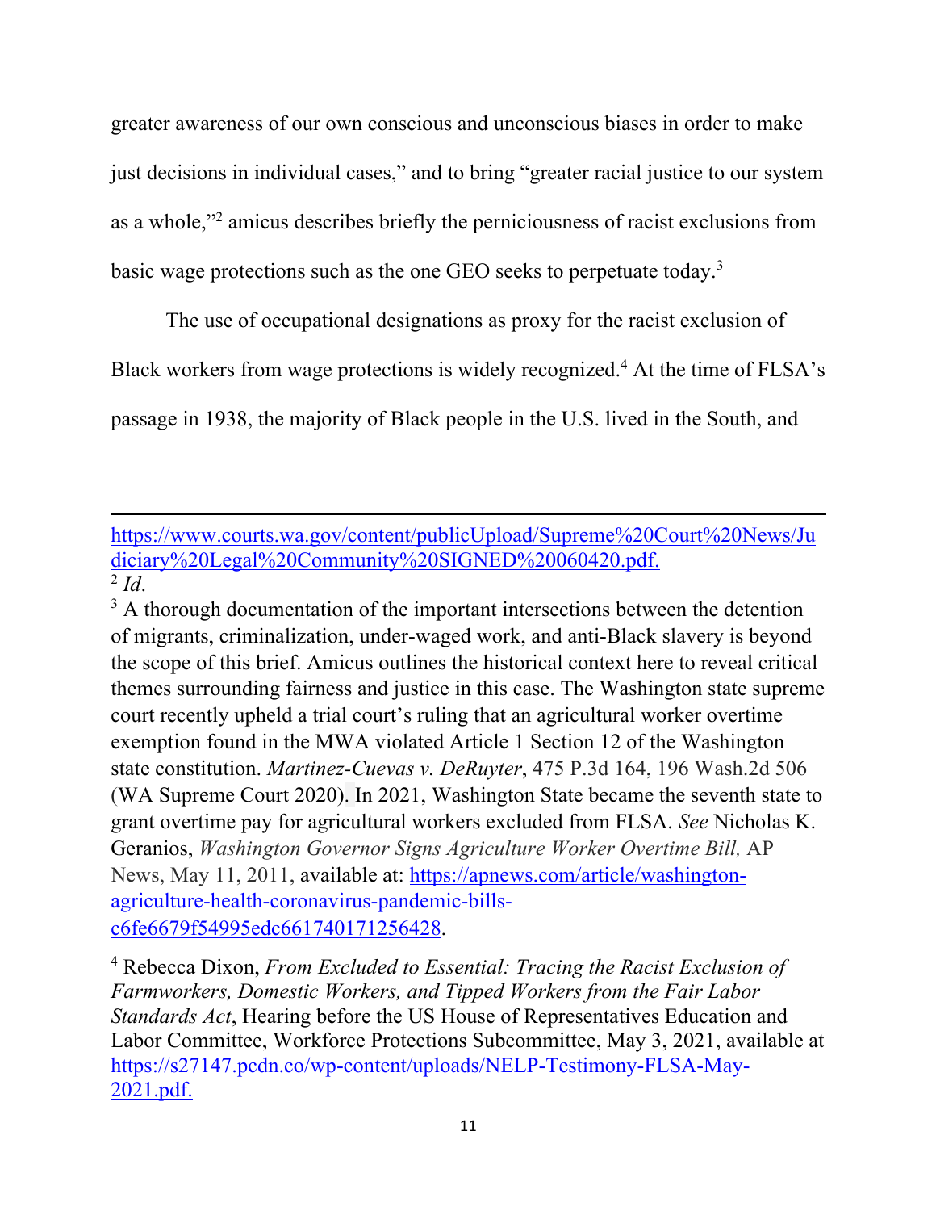greater awareness of our own conscious and unconscious biases in order to make just decisions in individual cases," and to bring "greater racial justice to our system as a whole,"[2] amicus describes briefly the perniciousness of racist exclusions from basic wage protections such as the one GEO seeks to perpetuate today.[3]

The use of occupational designations as proxy for the racist exclusion of Black workers from wage protections is widely recognized.[4] At the time of FLSA's passage in 1938, the majority of Black people in the U.S. lived in the South, and

---

https://www.courts.wa.gov/content/publicUpload/Supreme%20Court%20News/Judiciary%20Legal%20Community%20SIGNED%20060420.pdf.

[2] *Id*.

[3] A thorough documentation of the important intersections between the detention of migrants, criminalization, under-waged work, and anti-Black slavery is beyond the scope of this brief. Amicus outlines the historical context here to reveal critical themes surrounding fairness and justice in this case. The Washington state supreme court recently upheld a trial court's ruling that an agricultural worker overtime exemption found in the MWA violated Article 1 Section 12 of the Washington state constitution. *Martinez-Cuevas v. DeRuyter*, 475 P.3d 164, 196 Wash.2d 506 (WA Supreme Court 2020). In 2021, Washington State became the seventh state to grant overtime pay for agricultural workers excluded from FLSA. *See* Nicholas K. Geranios, *Washington Governor Signs Agriculture Worker Overtime Bill,* AP News, May 11, 2011, available at: https://apnews.com/article/washington-agriculture-health-coronavirus-pandemic-bills-c6fe6679f54995edc661740171256428.

[4] Rebecca Dixon, *From Excluded to Essential: Tracing the Racist Exclusion of Farmworkers, Domestic Workers, and Tipped Workers from the Fair Labor Standards Act*, Hearing before the US House of Representatives Education and Labor Committee, Workforce Protections Subcommittee, May 3, 2021, available at https://s27147.pcdn.co/wp-content/uploads/NELP-Testimony-FLSA-May-2021.pdf.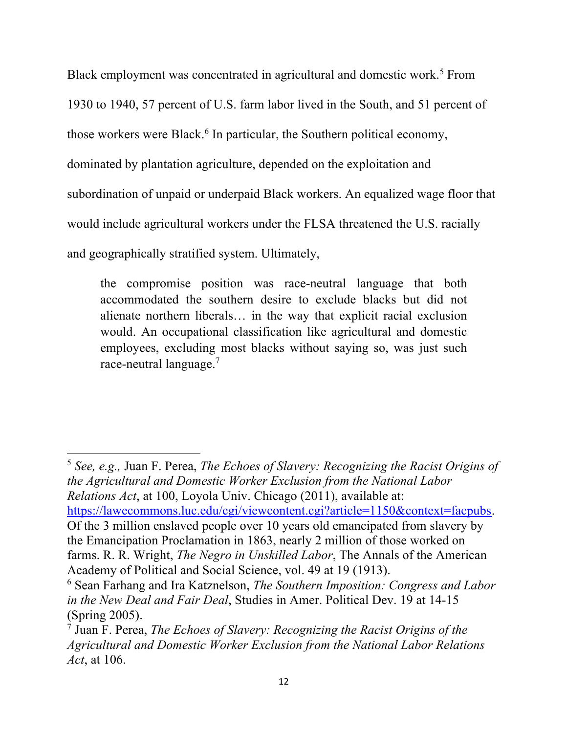Black employment was concentrated in agricultural and domestic work.[5] From 1930 to 1940, 57 percent of U.S. farm labor lived in the South, and 51 percent of those workers were Black.[6] In particular, the Southern political economy, dominated by plantation agriculture, depended on the exploitation and subordination of unpaid or underpaid Black workers. An equalized wage floor that would include agricultural workers under the FLSA threatened the U.S. racially and geographically stratified system. Ultimately,

> the compromise position was race-neutral language that both accommodated the southern desire to exclude blacks but did not alienate northern liberals… in the way that explicit racial exclusion would. An occupational classification like agricultural and domestic employees, excluding most blacks without saying so, was just such race-neutral language.[7]

---

[5] *See, e.g.,* Juan F. Perea, *The Echoes of Slavery: Recognizing the Racist Origins of the Agricultural and Domestic Worker Exclusion from the National Labor Relations Act*, at 100, Loyola Univ. Chicago (2011), available at: https://lawecommons.luc.edu/cgi/viewcontent.cgi?article=1150&context=facpubs. Of the 3 million enslaved people over 10 years old emancipated from slavery by the Emancipation Proclamation in 1863, nearly 2 million of those worked on farms. R. R. Wright, *The Negro in Unskilled Labor*, The Annals of the American Academy of Political and Social Science, vol. 49 at 19 (1913).

[6] Sean Farhang and Ira Katznelson, *The Southern Imposition: Congress and Labor in the New Deal and Fair Deal*, Studies in Amer. Political Dev. 19 at 14-15 (Spring 2005).

[7] Juan F. Perea, *The Echoes of Slavery: Recognizing the Racist Origins of the Agricultural and Domestic Worker Exclusion from the National Labor Relations Act*, at 106.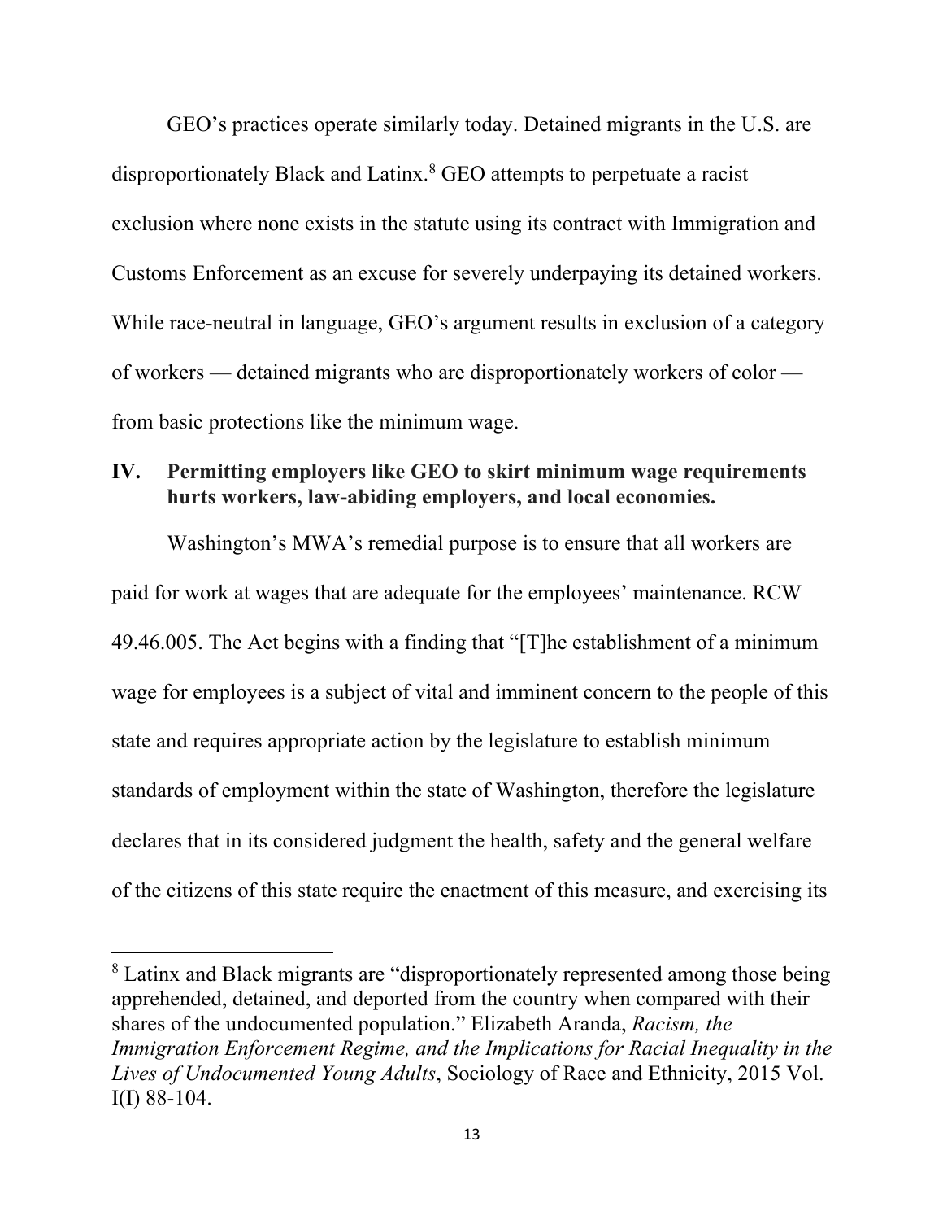GEO's practices operate similarly today. Detained migrants in the U.S. are disproportionately Black and Latinx.[8] GEO attempts to perpetuate a racist exclusion where none exists in the statute using its contract with Immigration and Customs Enforcement as an excuse for severely underpaying its detained workers. While race-neutral in language, GEO's argument results in exclusion of a category of workers — detained migrants who are disproportionately workers of color — from basic protections like the minimum wage.

## IV. Permitting employers like GEO to skirt minimum wage requirements hurts workers, law-abiding employers, and local economies.

Washington's MWA's remedial purpose is to ensure that all workers are paid for work at wages that are adequate for the employees' maintenance. RCW 49.46.005. The Act begins with a finding that "[T]he establishment of a minimum wage for employees is a subject of vital and imminent concern to the people of this state and requires appropriate action by the legislature to establish minimum standards of employment within the state of Washington, therefore the legislature declares that in its considered judgment the health, safety and the general welfare of the citizens of this state require the enactment of this measure, and exercising its

---

[8] Latinx and Black migrants are "disproportionately represented among those being apprehended, detained, and deported from the country when compared with their shares of the undocumented population." Elizabeth Aranda, *Racism, the Immigration Enforcement Regime, and the Implications for Racial Inequality in the Lives of Undocumented Young Adults*, Sociology of Race and Ethnicity, 2015 Vol. I(I) 88-104.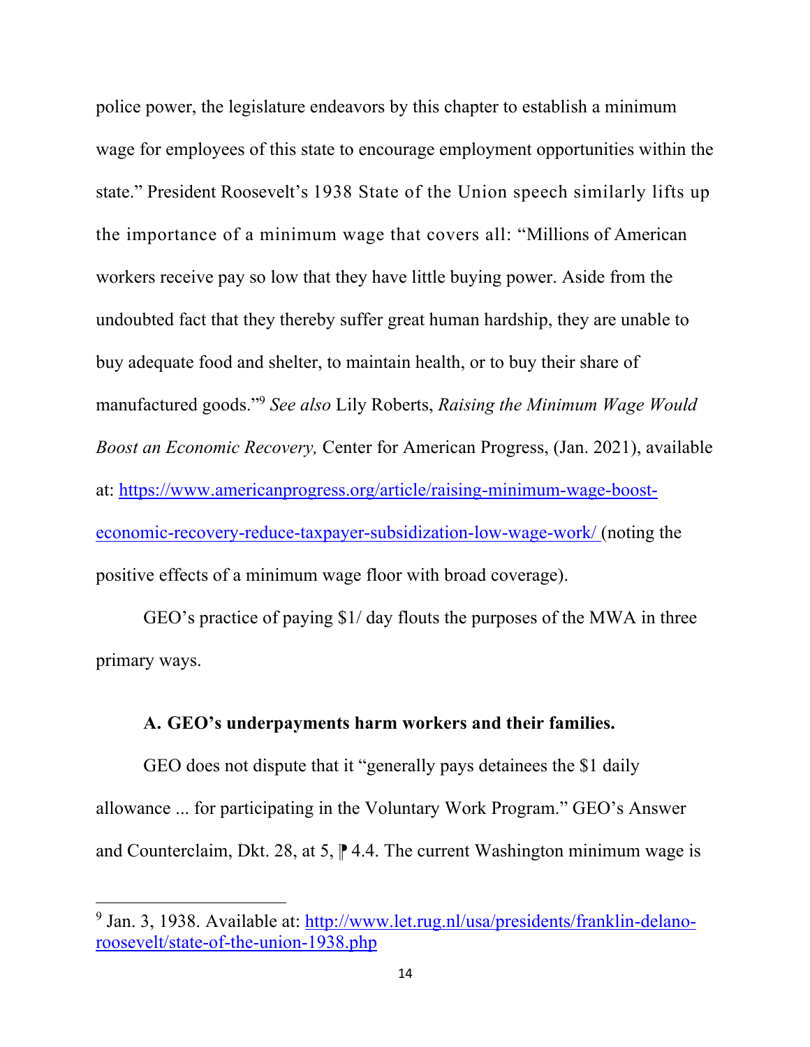police power, the legislature endeavors by this chapter to establish a minimum wage for employees of this state to encourage employment opportunities within the state." President Roosevelt's 1938 State of the Union speech similarly lifts up the importance of a minimum wage that covers all: "Millions of American workers receive pay so low that they have little buying power. Aside from the undoubted fact that they thereby suffer great human hardship, they are unable to buy adequate food and shelter, to maintain health, or to buy their share of manufactured goods."[9] *See also* Lily Roberts, *Raising the Minimum Wage Would Boost an Economic Recovery,* Center for American Progress, (Jan. 2021), available at: https://www.americanprogress.org/article/raising-minimum-wage-boost-economic-recovery-reduce-taxpayer-subsidization-low-wage-work/ (noting the positive effects of a minimum wage floor with broad coverage).

GEO's practice of paying $1/ day flouts the purposes of the MWA in three primary ways.

**A. GEO's underpayments harm workers and their families.**

GEO does not dispute that it "generally pays detainees the $1 daily allowance ... for participating in the Voluntary Work Program." GEO's Answer and Counterclaim, Dkt. 28, at 5, ⁋ 4.4. The current Washington minimum wage is

---

[9] Jan. 3, 1938. Available at: http://www.let.rug.nl/usa/presidents/franklin-delano-roosevelt/state-of-the-union-1938.php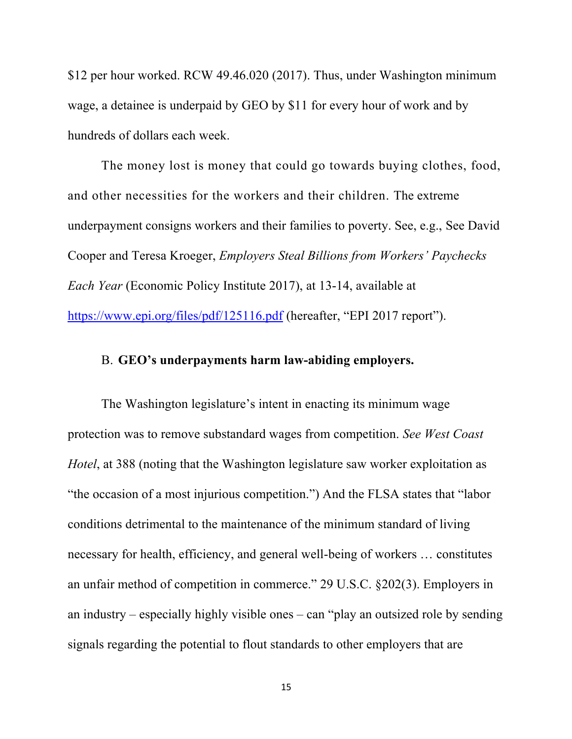$12 per hour worked. RCW 49.46.020 (2017). Thus, under Washington minimum wage, a detainee is underpaid by GEO by $11 for every hour of work and by hundreds of dollars each week.

The money lost is money that could go towards buying clothes, food, and other necessities for the workers and their children. The extreme underpayment consigns workers and their families to poverty. See, e.g., See David Cooper and Teresa Kroeger, *Employers Steal Billions from Workers' Paychecks Each Year* (Economic Policy Institute 2017), at 13-14, available at https://www.epi.org/files/pdf/125116.pdf (hereafter, "EPI 2017 report").

### B. **GEO's underpayments harm law-abiding employers.**

The Washington legislature's intent in enacting its minimum wage protection was to remove substandard wages from competition. *See West Coast Hotel*, at 388 (noting that the Washington legislature saw worker exploitation as "the occasion of a most injurious competition.") And the FLSA states that "labor conditions detrimental to the maintenance of the minimum standard of living necessary for health, efficiency, and general well-being of workers … constitutes an unfair method of competition in commerce." 29 U.S.C. §202(3). Employers in an industry – especially highly visible ones – can "play an outsized role by sending signals regarding the potential to flout standards to other employers that are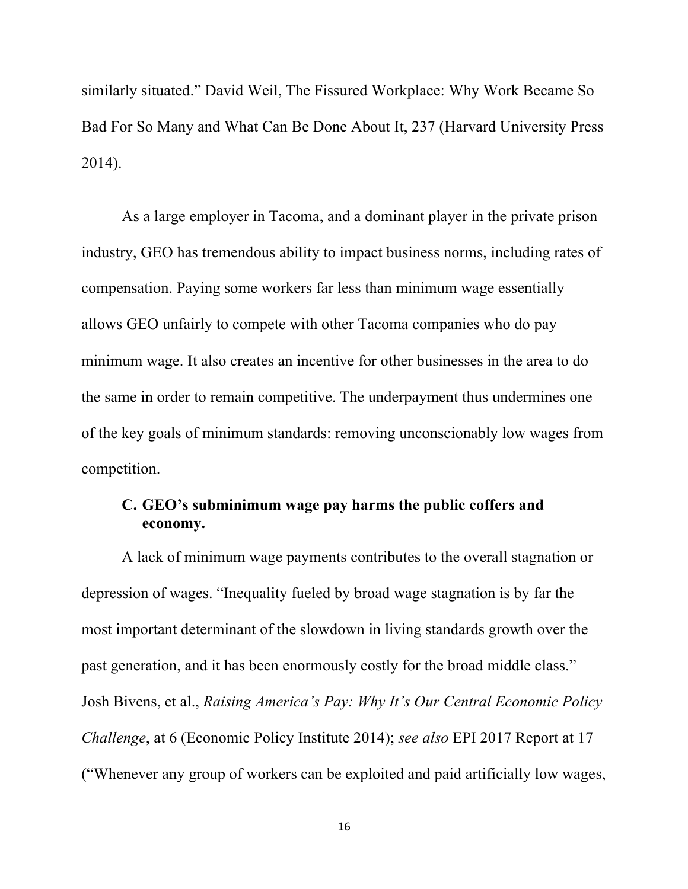similarly situated." David Weil, The Fissured Workplace: Why Work Became So Bad For So Many and What Can Be Done About It, 237 (Harvard University Press 2014).

As a large employer in Tacoma, and a dominant player in the private prison industry, GEO has tremendous ability to impact business norms, including rates of compensation. Paying some workers far less than minimum wage essentially allows GEO unfairly to compete with other Tacoma companies who do pay minimum wage. It also creates an incentive for other businesses in the area to do the same in order to remain competitive. The underpayment thus undermines one of the key goals of minimum standards: removing unconscionably low wages from competition.

### C. GEO's subminimum wage pay harms the public coffers and economy.

A lack of minimum wage payments contributes to the overall stagnation or depression of wages. "Inequality fueled by broad wage stagnation is by far the most important determinant of the slowdown in living standards growth over the past generation, and it has been enormously costly for the broad middle class." Josh Bivens, et al., *Raising America's Pay: Why It's Our Central Economic Policy Challenge*, at 6 (Economic Policy Institute 2014); *see also* EPI 2017 Report at 17 ("Whenever any group of workers can be exploited and paid artificially low wages,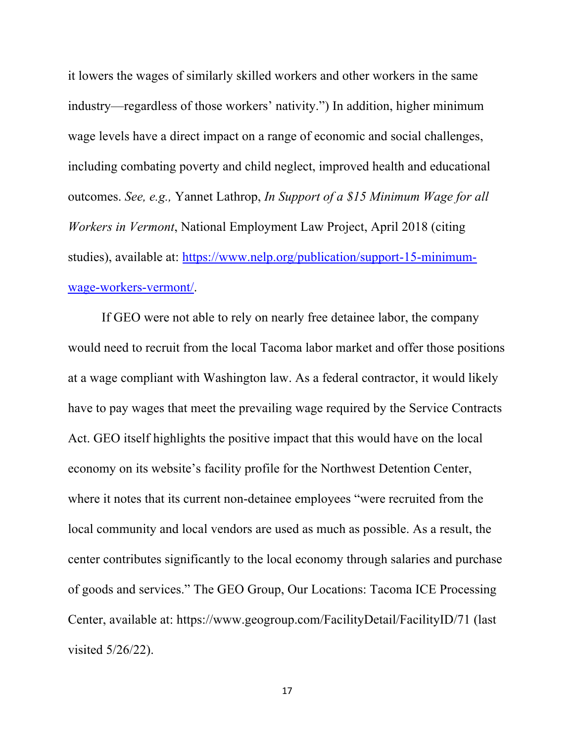it lowers the wages of similarly skilled workers and other workers in the same industry—regardless of those workers' nativity.") In addition, higher minimum wage levels have a direct impact on a range of economic and social challenges, including combating poverty and child neglect, improved health and educational outcomes. *See, e.g.,* Yannet Lathrop, *In Support of a $15 Minimum Wage for all Workers in Vermont*, National Employment Law Project, April 2018 (citing studies), available at: [https://www.nelp.org/publication/support-15-minimum-wage-workers-vermont/](https://www.nelp.org/publication/support-15-minimum-wage-workers-vermont/).

If GEO were not able to rely on nearly free detainee labor, the company would need to recruit from the local Tacoma labor market and offer those positions at a wage compliant with Washington law. As a federal contractor, it would likely have to pay wages that meet the prevailing wage required by the Service Contracts Act. GEO itself highlights the positive impact that this would have on the local economy on its website's facility profile for the Northwest Detention Center, where it notes that its current non-detainee employees "were recruited from the local community and local vendors are used as much as possible. As a result, the center contributes significantly to the local economy through salaries and purchase of goods and services." The GEO Group, Our Locations: Tacoma ICE Processing Center, available at: https://www.geogroup.com/FacilityDetail/FacilityID/71 (last visited 5/26/22).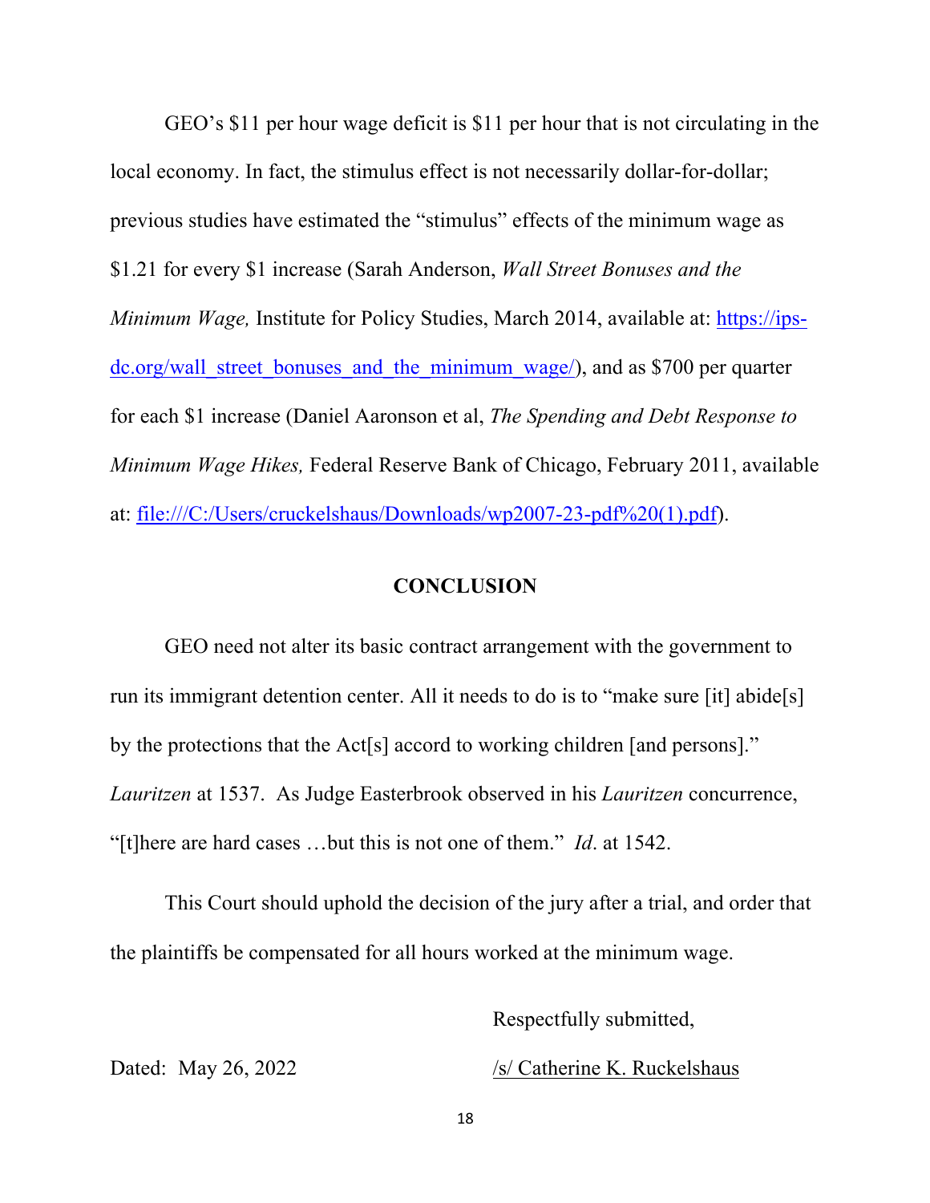GEO's $11 per hour wage deficit is $11 per hour that is not circulating in the local economy. In fact, the stimulus effect is not necessarily dollar-for-dollar; previous studies have estimated the "stimulus" effects of the minimum wage as $1.21 for every $1 increase (Sarah Anderson, *Wall Street Bonuses and the Minimum Wage,* Institute for Policy Studies, March 2014, available at: [https://ips-dc.org/wall_street_bonuses_and_the_minimum_wage/](https://ips-dc.org/wall_street_bonuses_and_the_minimum_wage/)), and as $700 per quarter for each $1 increase (Daniel Aaronson et al, *The Spending and Debt Response to Minimum Wage Hikes,* Federal Reserve Bank of Chicago, February 2011, available at: [file:///C:/Users/cruckelshaus/Downloads/wp2007-23-pdf%20(1).pdf](file:///C:/Users/cruckelshaus/Downloads/wp2007-23-pdf%20(1).pdf)).

## CONCLUSION

GEO need not alter its basic contract arrangement with the government to run its immigrant detention center. All it needs to do is to "make sure [it] abide[s] by the protections that the Act[s] accord to working children [and persons]." *Lauritzen* at 1537. As Judge Easterbrook observed in his *Lauritzen* concurrence, "[t]here are hard cases …but this is not one of them." *Id*. at 1542.

This Court should uphold the decision of the jury after a trial, and order that the plaintiffs be compensated for all hours worked at the minimum wage.

Respectfully submitted,

Dated: May 26, 2022

/s/ Catherine K. Ruckelshaus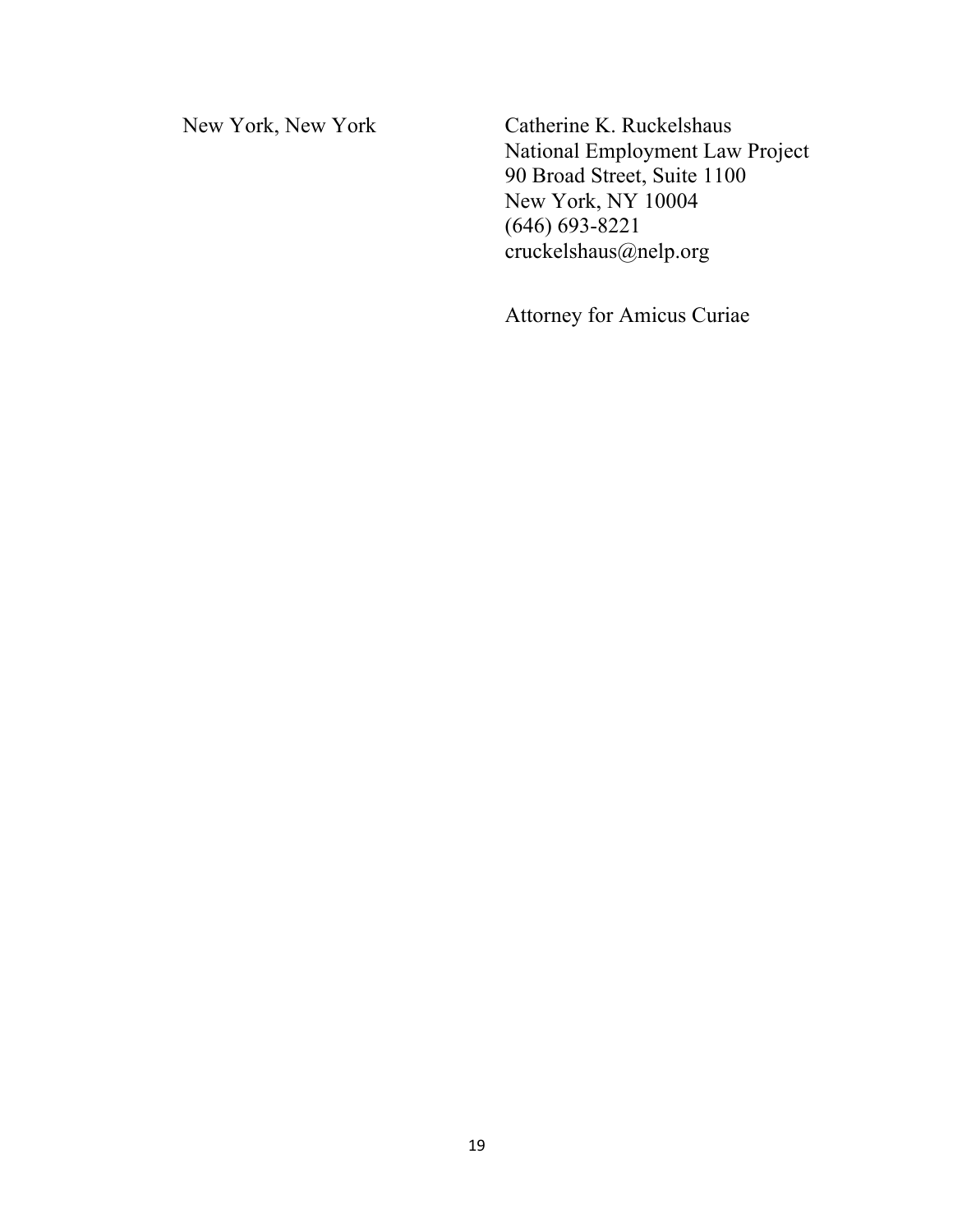New York, New York

Catherine K. Ruckelshaus
National Employment Law Project
90 Broad Street, Suite 1100
New York, NY 10004
(646) 693-8221
cruckelshaus@nelp.org

Attorney for Amicus Curiae